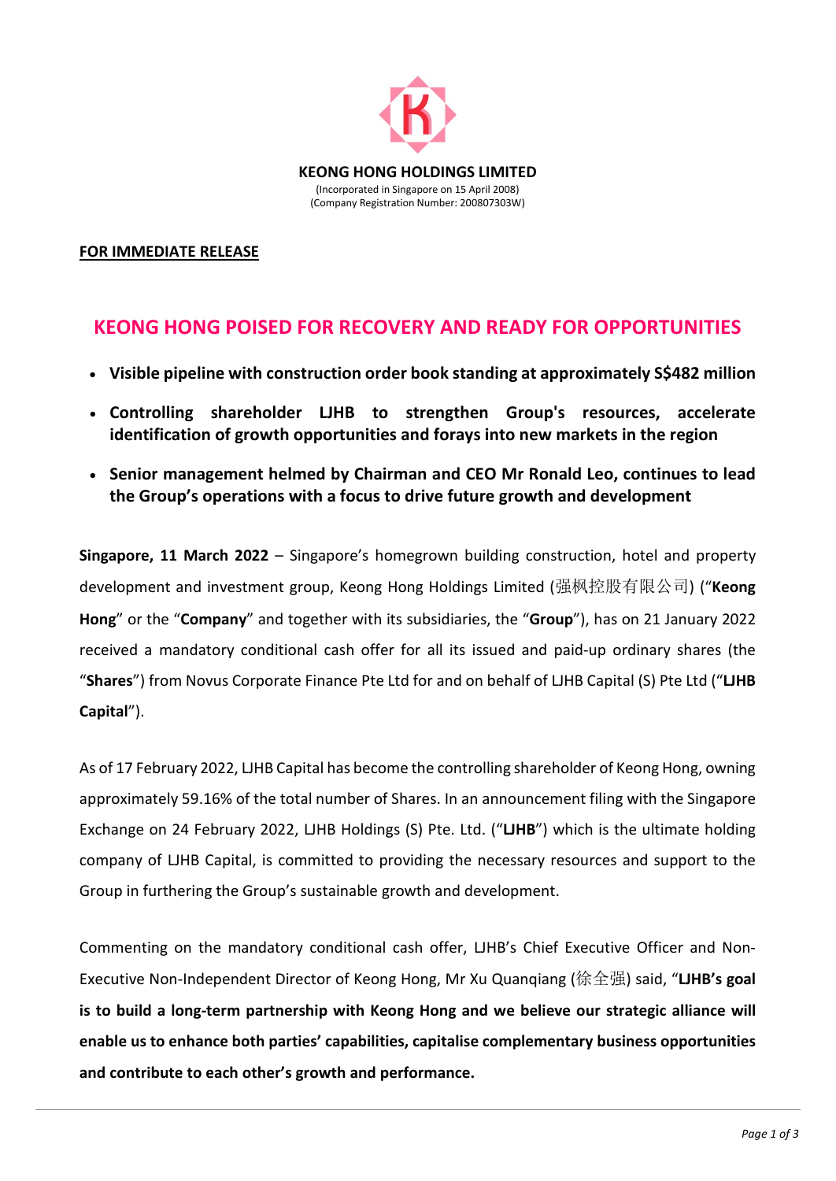**KEONG HONG HOLDINGS LIMITED**
(Incorporated in Singapore on 15 April 2008)
(Company Registration Number: 200807303W)

**FOR IMMEDIATE RELEASE**

# KEONG HONG POISED FOR RECOVERY AND READY FOR OPPORTUNITIES

- **Visible pipeline with construction order book standing at approximately S$482 million**
- **Controlling shareholder LJHB to strengthen Group's resources, accelerate identification of growth opportunities and forays into new markets in the region**
- **Senior management helmed by Chairman and CEO Mr Ronald Leo, continues to lead the Group's operations with a focus to drive future growth and development**

**Singapore, 11 March 2022** – Singapore's homegrown building construction, hotel and property development and investment group, Keong Hong Holdings Limited (强枫控股有限公司) ("**Keong Hong**" or the "**Company**" and together with its subsidiaries, the "**Group**"), has on 21 January 2022 received a mandatory conditional cash offer for all its issued and paid-up ordinary shares (the "**Shares**") from Novus Corporate Finance Pte Ltd for and on behalf of LJHB Capital (S) Pte Ltd ("**LJHB Capital**").

As of 17 February 2022, LJHB Capital has become the controlling shareholder of Keong Hong, owning approximately 59.16% of the total number of Shares. In an announcement filing with the Singapore Exchange on 24 February 2022, LJHB Holdings (S) Pte. Ltd. ("**LJHB**") which is the ultimate holding company of LJHB Capital, is committed to providing the necessary resources and support to the Group in furthering the Group's sustainable growth and development.

Commenting on the mandatory conditional cash offer, LJHB's Chief Executive Officer and Non-Executive Non-Independent Director of Keong Hong, Mr Xu Quanqiang (徐全强) said, "**LJHB's goal is to build a long-term partnership with Keong Hong and we believe our strategic alliance will enable us to enhance both parties' capabilities, capitalise complementary business opportunities and contribute to each other's growth and performance.**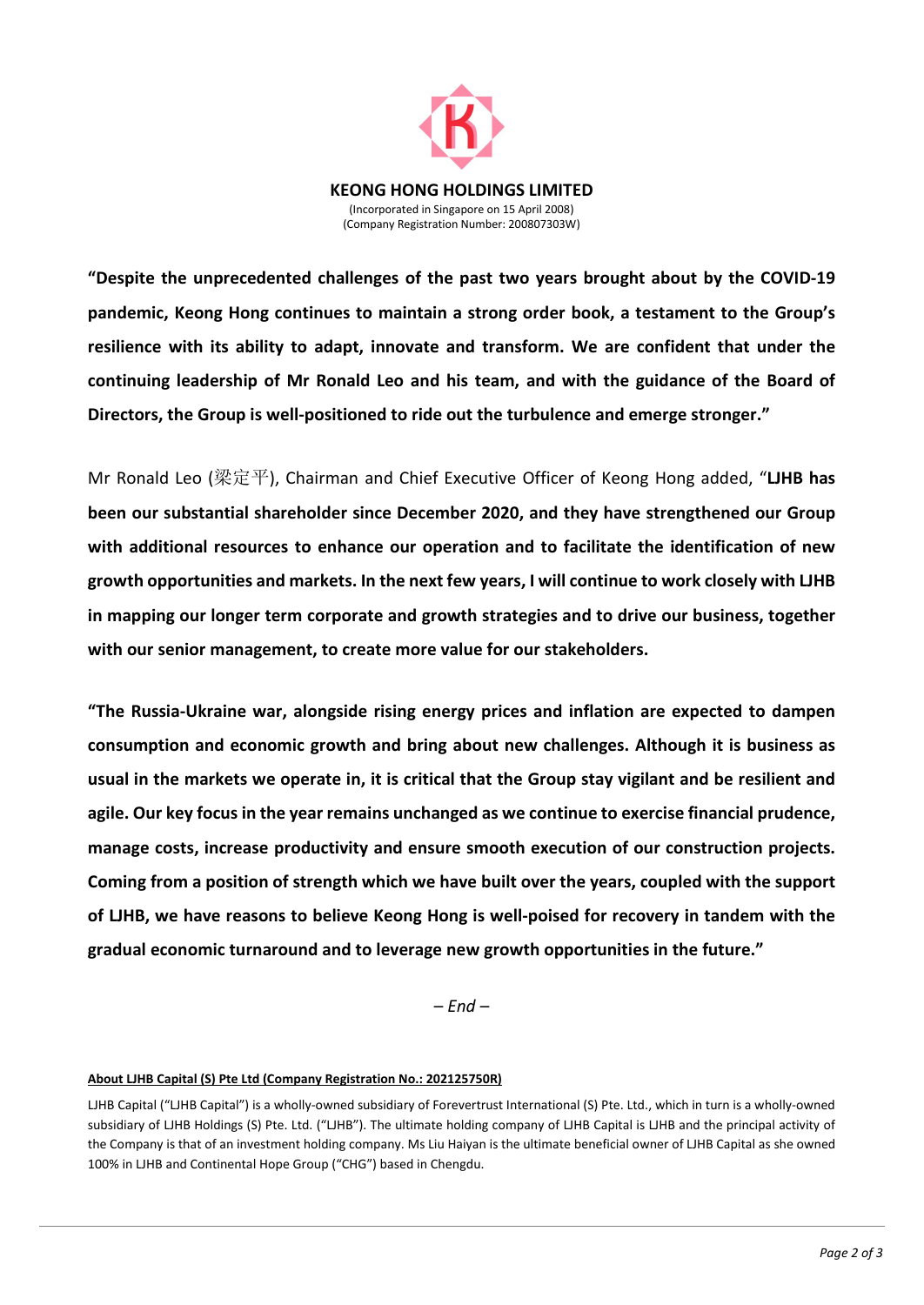**KEONG HONG HOLDINGS LIMITED**
(Incorporated in Singapore on 15 April 2008)
(Company Registration Number: 200807303W)

**"Despite the unprecedented challenges of the past two years brought about by the COVID-19 pandemic, Keong Hong continues to maintain a strong order book, a testament to the Group's resilience with its ability to adapt, innovate and transform. We are confident that under the continuing leadership of Mr Ronald Leo and his team, and with the guidance of the Board of Directors, the Group is well-positioned to ride out the turbulence and emerge stronger."**

Mr Ronald Leo (梁定平), Chairman and Chief Executive Officer of Keong Hong added, "**LJHB has been our substantial shareholder since December 2020, and they have strengthened our Group with additional resources to enhance our operation and to facilitate the identification of new growth opportunities and markets. In the next few years, I will continue to work closely with LJHB in mapping our longer term corporate and growth strategies and to drive our business, together with our senior management, to create more value for our stakeholders.**

**"The Russia-Ukraine war, alongside rising energy prices and inflation are expected to dampen consumption and economic growth and bring about new challenges. Although it is business as usual in the markets we operate in, it is critical that the Group stay vigilant and be resilient and agile. Our key focus in the year remains unchanged as we continue to exercise financial prudence, manage costs, increase productivity and ensure smooth execution of our construction projects. Coming from a position of strength which we have built over the years, coupled with the support of LJHB, we have reasons to believe Keong Hong is well-poised for recovery in tandem with the gradual economic turnaround and to leverage new growth opportunities in the future."**

*– End –*

**About LJHB Capital (S) Pte Ltd (Company Registration No.: 202125750R)**

LJHB Capital ("LJHB Capital") is a wholly-owned subsidiary of Forevertrust International (S) Pte. Ltd., which in turn is a wholly-owned subsidiary of LJHB Holdings (S) Pte. Ltd. ("LJHB"). The ultimate holding company of LJHB Capital is LJHB and the principal activity of the Company is that of an investment holding company. Ms Liu Haiyan is the ultimate beneficial owner of LJHB Capital as she owned 100% in LJHB and Continental Hope Group ("CHG") based in Chengdu.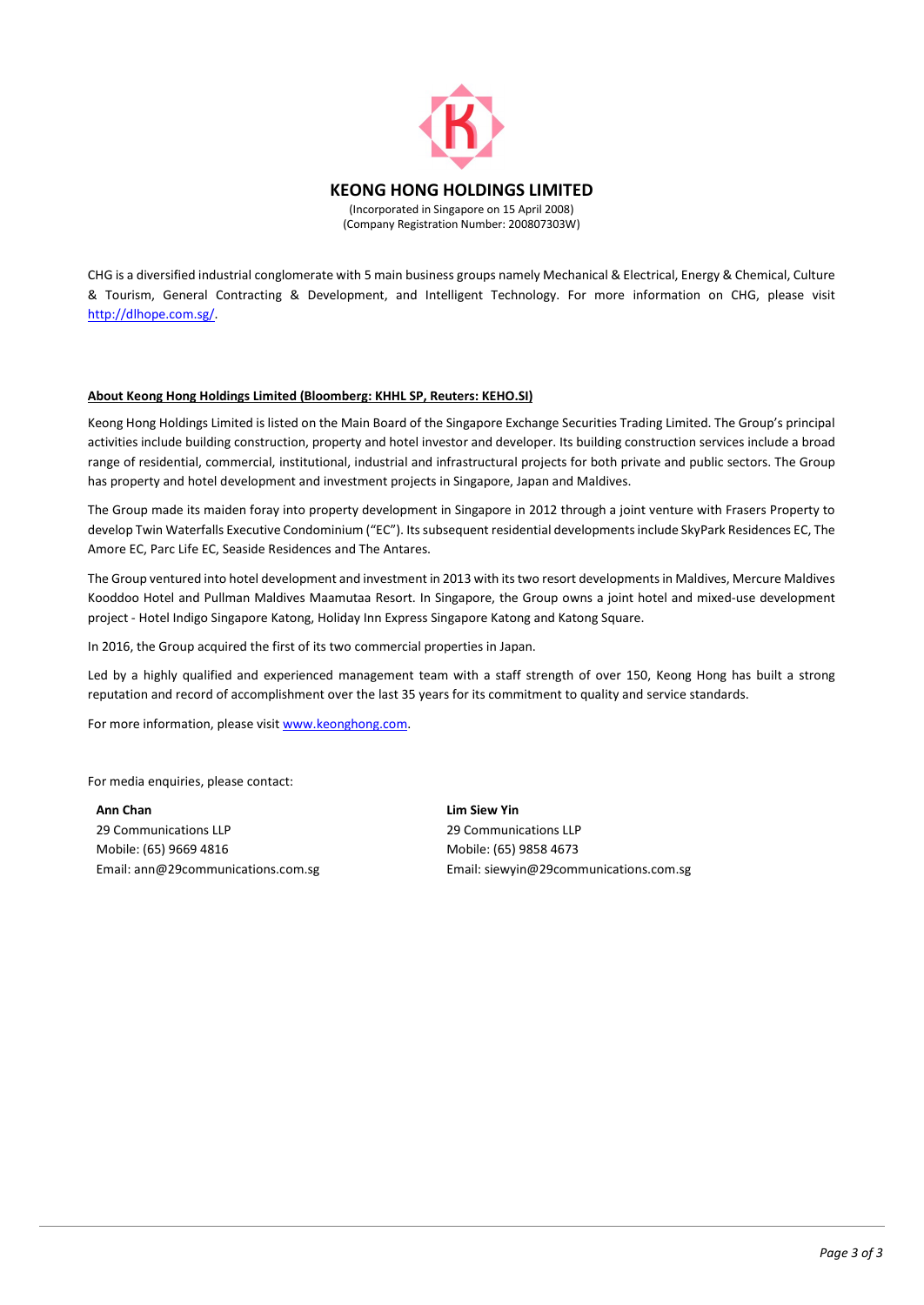**KEONG HONG HOLDINGS LIMITED**

(Incorporated in Singapore on 15 April 2008)
(Company Registration Number: 200807303W)

CHG is a diversified industrial conglomerate with 5 main business groups namely Mechanical & Electrical, Energy & Chemical, Culture & Tourism, General Contracting & Development, and Intelligent Technology. For more information on CHG, please visit http://dlhope.com.sg/.

**About Keong Hong Holdings Limited (Bloomberg: KHHL SP, Reuters: KEHO.SI)**

Keong Hong Holdings Limited is listed on the Main Board of the Singapore Exchange Securities Trading Limited. The Group's principal activities include building construction, property and hotel investor and developer. Its building construction services include a broad range of residential, commercial, institutional, industrial and infrastructural projects for both private and public sectors. The Group has property and hotel development and investment projects in Singapore, Japan and Maldives.

The Group made its maiden foray into property development in Singapore in 2012 through a joint venture with Frasers Property to develop Twin Waterfalls Executive Condominium ("EC"). Its subsequent residential developments include SkyPark Residences EC, The Amore EC, Parc Life EC, Seaside Residences and The Antares.

The Group ventured into hotel development and investment in 2013 with its two resort developments in Maldives, Mercure Maldives Kooddoo Hotel and Pullman Maldives Maamutaa Resort. In Singapore, the Group owns a joint hotel and mixed-use development project - Hotel Indigo Singapore Katong, Holiday Inn Express Singapore Katong and Katong Square.

In 2016, the Group acquired the first of its two commercial properties in Japan.

Led by a highly qualified and experienced management team with a staff strength of over 150, Keong Hong has built a strong reputation and record of accomplishment over the last 35 years for its commitment to quality and service standards.

For more information, please visit www.keonghong.com.

For media enquiries, please contact:

**Ann Chan**
29 Communications LLP
Mobile: (65) 9669 4816
Email: ann@29communications.com.sg

**Lim Siew Yin**
29 Communications LLP
Mobile: (65) 9858 4673
Email: siewyin@29communications.com.sg